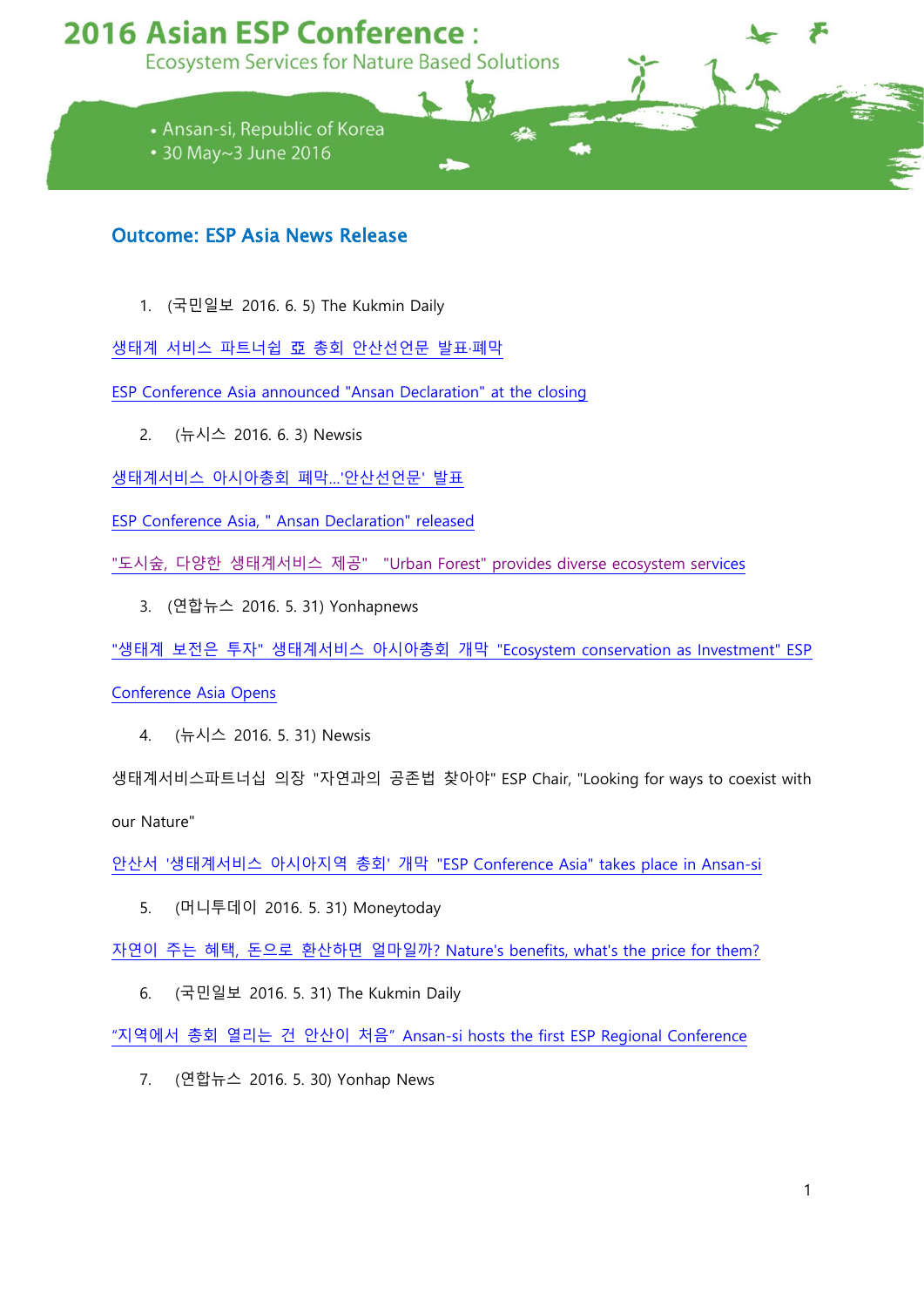# 2016 Asian ESP Conference :

Ecosystem Services for Nature Based Solutions

- Ansan-si, Republic of Korea
- 30 May~3 June 2016

## Outcome: ESP Asia News Release

1. (국민일보 2016. 6. 5) The Kukmin Daily

생태계 서비스 파트너쉽 亞 총회 안산선언문 발표·폐막

ESP Conference Asia announced "Ansan Declaration" at the closing

2. (뉴시스 2016. 6. 3) Newsis

생태계서비스 아시아총회 폐막...'안산선언문' 발표

ESP Conference Asia, " Ansan Declaration" released

"도시숲, 다양한 생태계서비스 제공" "Urban Forest" provides diverse ecosystem services

3. (연합뉴스 2016. 5. 31) Yonhapnews

"생태계 보전은 투자" 생태계서비스 아시아총회 개막 "Ecosystem conservation as Investment" ESP Conference Asia Opens

4. (뉴시스 2016. 5. 31) Newsis

생태계서비스파트너십 의장 "자연과의 공존법 찾아야" ESP Chair, "Looking for ways to coexist with our Nature"

안산서 '생태계서비스 아시아지역 총회' 개막 "ESP Conference Asia" takes place in Ansan-si

5. (머니투데이 2016. 5. 31) Moneytoday

자연이 주는 혜택, 돈으로 환산하면 얼마일까? Nature's benefits, what's the price for them?

6. (국민일보 2016. 5. 31) The Kukmin Daily

"지역에서 총회 열리는 건 안산이 처음" Ansan-si hosts the first ESP Regional Conference

7. (연합뉴스 2016. 5. 30) Yonhap News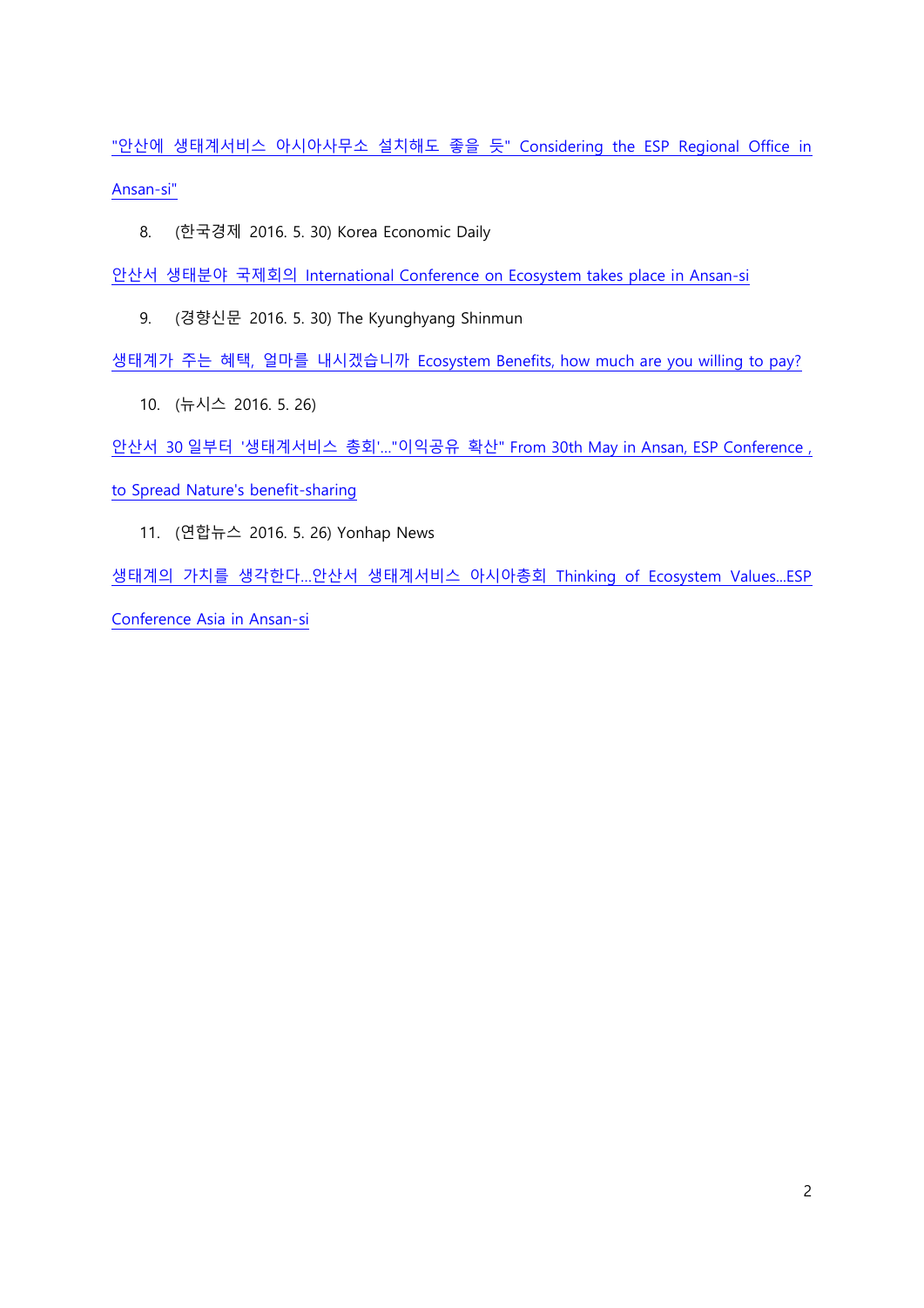"안산에 생태계서비스 아시아사무소 설치해도 좋을 듯" Considering the ESP Regional Office in Ansan-si"

8. (한국경제 2016. 5. 30) Korea Economic Daily

안산서 생태분야 국제회의 International Conference on Ecosystem takes place in Ansan-si

9. (경향신문 2016. 5. 30) The Kyunghyang Shinmun

생태계가 주는 혜택, 얼마를 내시겠습니까 Ecosystem Benefits, how much are you willing to pay?

10. (뉴시스 2016. 5. 26)

안산서 30 일부터 '생태계서비스 총회'..."이익공유 확산" From 30th May in Ansan, ESP Conference , to Spread Nature's benefit-sharing

11. (연합뉴스 2016. 5. 26) Yonhap News

생태계의 가치를 생각한다...안산서 생태계서비스 아시아총회 Thinking of Ecosystem Values...ESP Conference Asia in Ansan-si